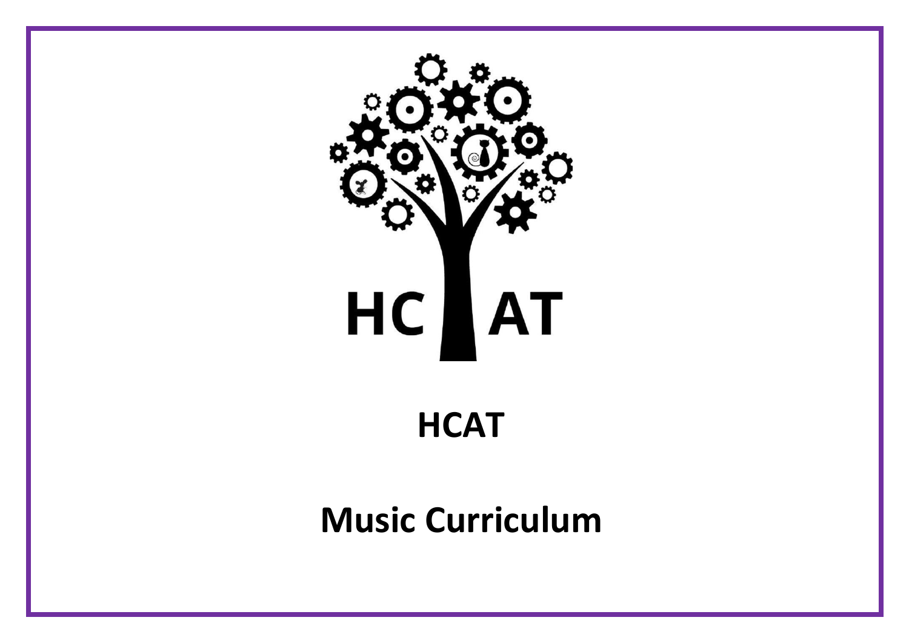# HCAT

# Music Curriculum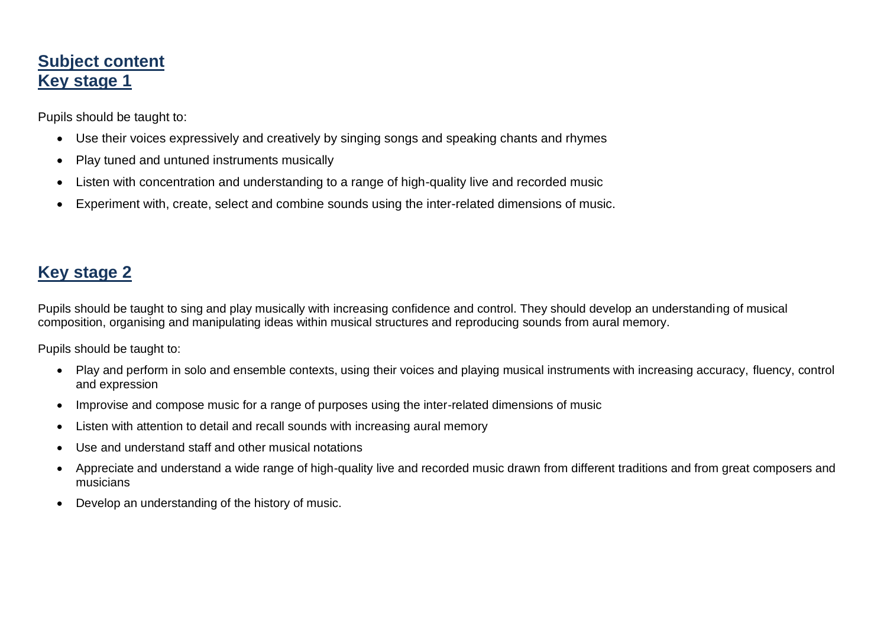## Subject content
## Key stage 1

Pupils should be taught to:

- Use their voices expressively and creatively by singing songs and speaking chants and rhymes
- Play tuned and untuned instruments musically
- Listen with concentration and understanding to a range of high-quality live and recorded music
- Experiment with, create, select and combine sounds using the inter-related dimensions of music.

## Key stage 2

Pupils should be taught to sing and play musically with increasing confidence and control. They should develop an understanding of musical composition, organising and manipulating ideas within musical structures and reproducing sounds from aural memory.

Pupils should be taught to:

- Play and perform in solo and ensemble contexts, using their voices and playing musical instruments with increasing accuracy, fluency, control and expression
- Improvise and compose music for a range of purposes using the inter-related dimensions of music
- Listen with attention to detail and recall sounds with increasing aural memory
- Use and understand staff and other musical notations
- Appreciate and understand a wide range of high-quality live and recorded music drawn from different traditions and from great composers and musicians
- Develop an understanding of the history of music.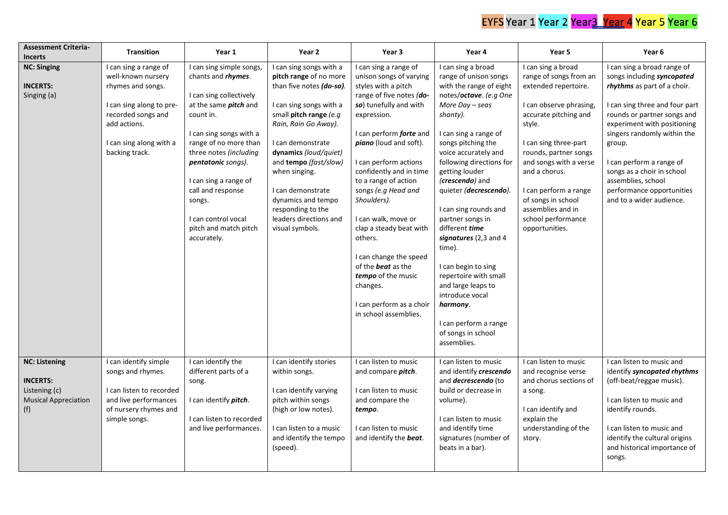EYFS Year 1 Year 2 Year3 Year 4 Year 5 Year 6

| Assessment Criteria- Incerts | Transition | Year 1 | Year 2 | Year 3 | Year 4 | Year 5 | Year 6 |
|---|---|---|---|---|---|---|---|
| **NC: Singing**<br><br>**INCERTS:**<br>Singing (a) | I can sing a range of well-known nursery rhymes and songs.<br><br>I can sing along to pre-recorded songs and add actions.<br><br>I can sing along with a backing track. | I can sing simple songs, chants and ***rhymes***.<br><br>I can sing collectively at the same ***pitch*** and count in.<br><br>I can sing songs with a range of no more than three notes *(including **pentatonic** songs).*<br><br>I can sing a range of call and response songs.<br><br>I can control vocal pitch and match pitch accurately. | I can sing songs with a **pitch range** of no more than five notes ***(do-so)***.<br><br>I can sing songs with a small **pitch range** *(e.g Rain, Rain Go Away).*<br><br>I can demonstrate **dynamics** *(loud/quiet)* and **tempo** *(fast/slow)* when singing.<br><br>I can demonstrate dynamics and tempo responding to the leaders directions and visual symbols. | I can sing a range of unison songs of varying styles with a pitch range of five notes (***do-so***) tunefully and with expression.<br><br>I can perform ***forte*** and ***piano*** (loud and soft).<br><br>I can perform actions confidently and in time to a range of action songs *(e.g Head and Shoulders).*<br><br>I can walk, move or clap a steady beat with others.<br><br>I can change the speed of the ***beat*** as the ***tempo*** of the music changes.<br><br>I can perform as a choir in school assemblies. | I can sing a broad range of unison songs with the range of eight notes/***octave***. *(e.g One More Day – seas shanty).*<br><br>I can sing a range of songs pitching the voice accurately and following directions for getting louder (***crescendo***) and quieter (***decrescendo***).<br><br>I can sing rounds and partner songs in different ***time signatures*** (2,3 and 4 time).<br><br>I can begin to sing repertoire with small and large leaps to introduce vocal ***harmony***.<br><br>I can perform a range of songs in school assemblies. | I can sing a broad range of songs from an extended repertoire.<br><br>I can observe phrasing, accurate pitching and style.<br><br>I can sing three-part rounds, partner songs and songs with a verse and a chorus.<br><br>I can perform a range of songs in school assemblies and in school performance opportunities. | I can sing a broad range of songs including ***syncopated rhythms*** as part of a choir.<br><br>I can sing three and four part rounds or partner songs and experiment with positioning singers randomly within the group.<br><br>I can perform a range of songs as a choir in school assemblies, school performance opportunities and to a wider audience. |
| **NC: Listening**<br><br>**INCERTS:**<br>Listening (c)<br>Musical Appreciation (f) | I can identify simple songs and rhymes.<br><br>I can listen to recorded and live performances of nursery rhymes and simple songs. | I can identify the different parts of a song.<br><br>I can identify ***pitch***.<br><br>I can listen to recorded and live performances. | I can identify stories within songs.<br><br>I can identify varying pitch within songs (high or low notes).<br><br>I can listen to a music and identify the tempo (speed). | I can listen to music and compare ***pitch***.<br><br>I can listen to music and compare the ***tempo***.<br><br>I can listen to music and identify the ***beat***. | I can listen to music and identify ***crescendo*** and ***decrescendo*** (to build or decrease in volume).<br><br>I can listen to music and identify time signatures (number of beats in a bar). | I can listen to music and recognise verse and chorus sections of a song.<br><br>I can identify and explain the understanding of the story. | I can listen to music and identify ***syncopated rhythms*** (off-beat/reggae music).<br><br>I can listen to music and identify rounds.<br><br>I can listen to music and identify the cultural origins and historical importance of songs. |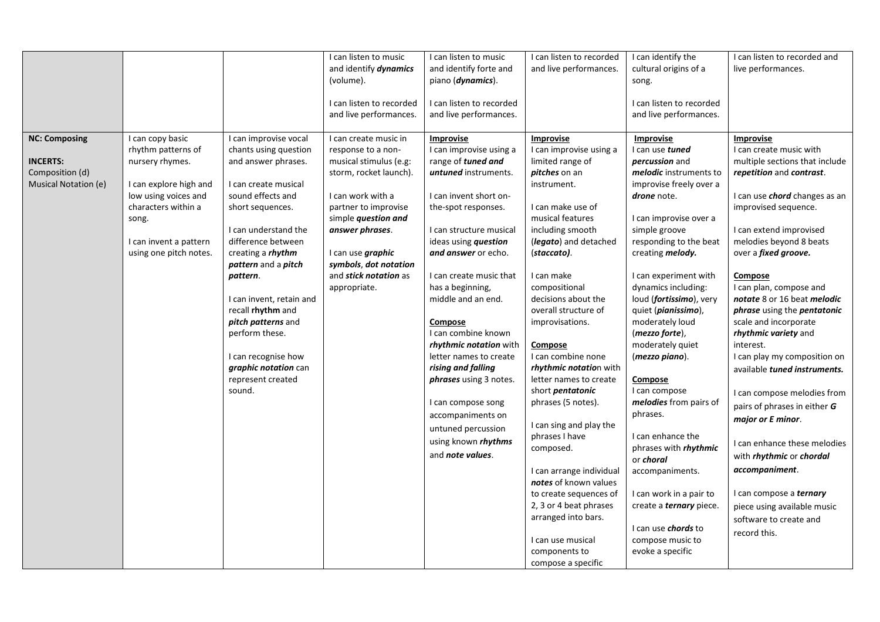| | | | | | | | |
|---|---|---|---|---|---|---|---|
| | | | I can listen to music and identify ***dynamics*** (volume).<br><br>I can listen to recorded and live performances. | I can listen to music and identify forte and piano (***dynamics***).<br><br>I can listen to recorded and live performances. | I can listen to recorded and live performances. | I can identify the cultural origins of a song.<br><br>I can listen to recorded and live performances. | I can listen to recorded and live performances. |
| **NC: Composing**<br><br>**INCERTS:**<br>Composition (d)<br>Musical Notation (e) | I can copy basic rhythm patterns of nursery rhymes.<br><br>I can explore high and low using voices and characters within a song.<br><br>I can invent a pattern using one pitch notes. | I can improvise vocal chants using question and answer phrases.<br><br>I can create musical sound effects and short sequences.<br><br>I can understand the difference between creating a ***rhythm pattern*** and a ***pitch pattern***.<br><br>I can invent, retain and recall **rhythm** and ***pitch patterns*** and perform these.<br><br>I can recognise how ***graphic notation*** can represent created sound. | I can create music in response to a non-musical stimulus (e.g: storm, rocket launch).<br><br>I can work with a partner to improvise simple ***question and answer phrases***.<br><br>I can use ***graphic symbols***, ***dot notation*** and ***stick notation*** as appropriate. | <u>**Improvise**</u><br>I can improvise using a range of ***tuned and untuned*** instruments.<br><br>I can invent short on-the-spot responses.<br><br>I can structure musical ideas using ***question and answer*** or echo.<br><br>I can create music that has a beginning, middle and an end.<br><br><u>**Compose**</u><br>I can combine known ***rhythmic notation*** with letter names to create ***rising and falling phrases*** using 3 notes.<br><br>I can compose song accompaniments on untuned percussion using known ***rhythms*** and ***note values***. | <u>**Improvise**</u><br>I can improvise using a limited range of ***pitches*** on an instrument.<br><br>I can make use of musical features including smooth (***legato***) and detached (***staccato)***.<br><br>I can make compositional decisions about the overall structure of improvisations.<br><br><u>**Compose**</u><br>I can combine none ***rhythmic notatio***n with letter names to create short ***pentatonic*** phrases (5 notes).<br><br>I can sing and play the phrases I have composed.<br><br>I can arrange individual ***notes*** of known values to create sequences of 2, 3 or 4 beat phrases arranged into bars.<br><br>I can use musical components to compose a specific | <u>**Improvise**</u><br>I can use ***tuned percussion*** and ***melodic*** instruments to improvise freely over a ***drone*** note.<br><br>I can improvise over a simple groove responding to the beat creating ***melody.***<br><br>I can experiment with dynamics including: loud (***fortissimo***), very quiet (***pianissimo***), moderately loud (***mezzo forte***), moderately quiet (***mezzo piano***).<br><br><u>**Compose**</u><br>I can compose ***melodies*** from pairs of phrases.<br><br>I can enhance the phrases with ***rhythmic*** or ***choral*** accompaniments.<br><br>I can work in a pair to create a ***ternary*** piece.<br><br>I can use ***chords*** to compose music to evoke a specific | <u>**Improvise**</u><br>I can create music with multiple sections that include ***repetition*** and ***contrast***.<br><br>I can use ***chord*** changes as an improvised sequence.<br><br>I can extend improvised melodies beyond 8 beats over a ***fixed groove.***<br><br><u>**Compose**</u><br>I can plan, compose and ***notate*** 8 or 16 beat ***melodic phrase*** using the ***pentatonic*** scale and incorporate ***rhythmic variety*** and interest.<br>I can play my composition on available ***tuned instruments.***<br><br>I can compose melodies from pairs of phrases in either ***G major or E minor***.<br><br>I can enhance these melodies with ***rhythmic*** or ***chordal accompaniment***.<br><br>I can compose a ***ternary*** piece using available music software to create and record this. |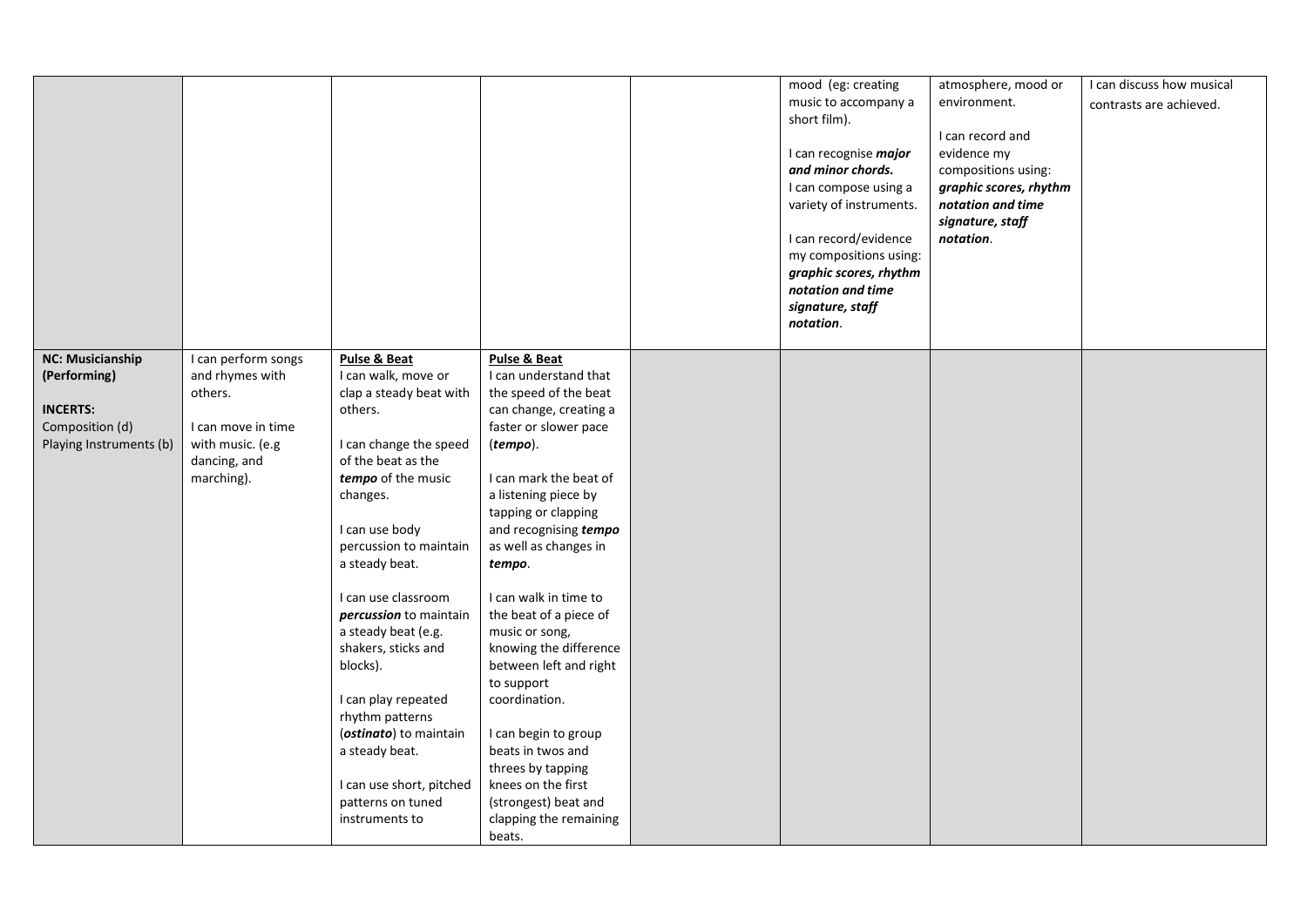| | | | | | | | |
|---|---|---|---|---|---|---|---|
| | | | | | mood (eg: creating music to accompany a short film).<br><br>I can recognise ***major and minor chords.***<br>I can compose using a variety of instruments.<br><br>I can record/evidence my compositions using: ***graphic scores, rhythm notation and time signature, staff notation***. | atmosphere, mood or environment.<br><br>I can record and evidence my compositions using: ***graphic scores, rhythm notation and time signature, staff notation***. | I can discuss how musical contrasts are achieved. |
| **NC: Musicianship (Performing)**<br><br>**INCERTS:**<br>Composition (d)<br>Playing Instruments (b) | I can perform songs and rhymes with others.<br><br>I can move in time with music. (e.g dancing, and marching). | **Pulse & Beat**<br>I can walk, move or clap a steady beat with others.<br><br>I can change the speed of the beat as the ***tempo*** of the music changes.<br><br>I can use body percussion to maintain a steady beat.<br><br>I can use classroom ***percussion*** to maintain a steady beat (e.g. shakers, sticks and blocks).<br><br>I can play repeated rhythm patterns (***ostinato***) to maintain a steady beat.<br><br>I can use short, pitched patterns on tuned instruments to | **Pulse & Beat**<br>I can understand that the speed of the beat can change, creating a faster or slower pace (***tempo***).<br><br>I can mark the beat of a listening piece by tapping or clapping and recognising ***tempo*** as well as changes in ***tempo***.<br><br>I can walk in time to the beat of a piece of music or song, knowing the difference between left and right to support coordination.<br><br>I can begin to group beats in twos and threes by tapping knees on the first (strongest) beat and clapping the remaining beats. | | | | |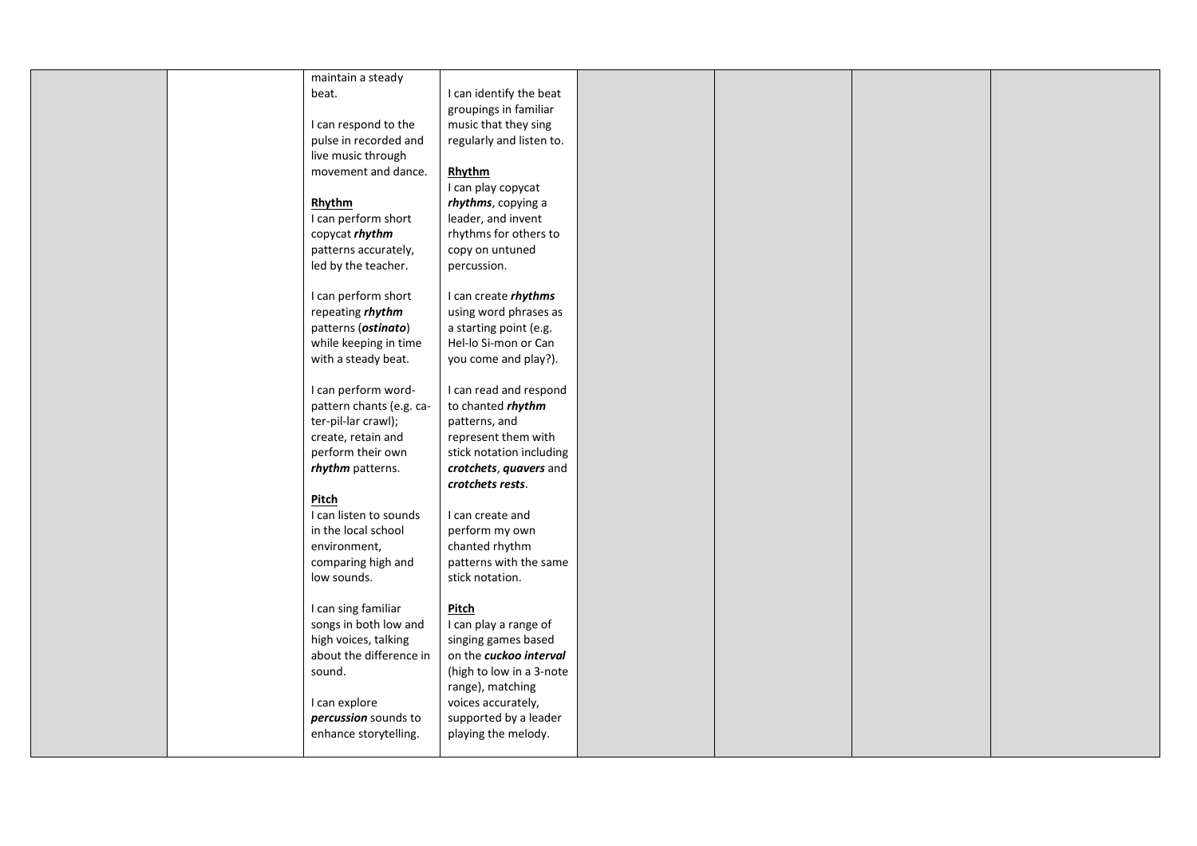|  |  |  |  |  |  |  |  |
|---|---|---|---|---|---|---|---|
|  |  | maintain a steady beat.<br><br>I can respond to the pulse in recorded and live music through movement and dance.<br><br>**Rhythm**<br>I can perform short copycat ***rhythm*** patterns accurately, led by the teacher.<br><br>I can perform short repeating ***rhythm*** patterns (***ostinato***) while keeping in time with a steady beat.<br><br>I can perform word-pattern chants (e.g. ca-ter-pil-lar crawl); create, retain and perform their own ***rhythm*** patterns.<br><br>**Pitch**<br>I can listen to sounds in the local school environment, comparing high and low sounds.<br><br>I can sing familiar songs in both low and high voices, talking about the difference in sound.<br><br>I can explore ***percussion*** sounds to enhance storytelling. | I can identify the beat groupings in familiar music that they sing regularly and listen to.<br><br>**Rhythm**<br>I can play copycat ***rhythms***, copying a leader, and invent rhythms for others to copy on untuned percussion.<br><br>I can create ***rhythms*** using word phrases as a starting point (e.g. Hel-lo Si-mon or Can you come and play?).<br><br>I can read and respond to chanted ***rhythm*** patterns, and represent them with stick notation including ***crotchets***, ***quavers*** and ***crotchets rests***.<br><br>I can create and perform my own chanted rhythm patterns with the same stick notation.<br><br>**Pitch**<br>I can play a range of singing games based on the ***cuckoo interval*** (high to low in a 3-note range), matching voices accurately, supported by a leader playing the melody. |  |  |  |  |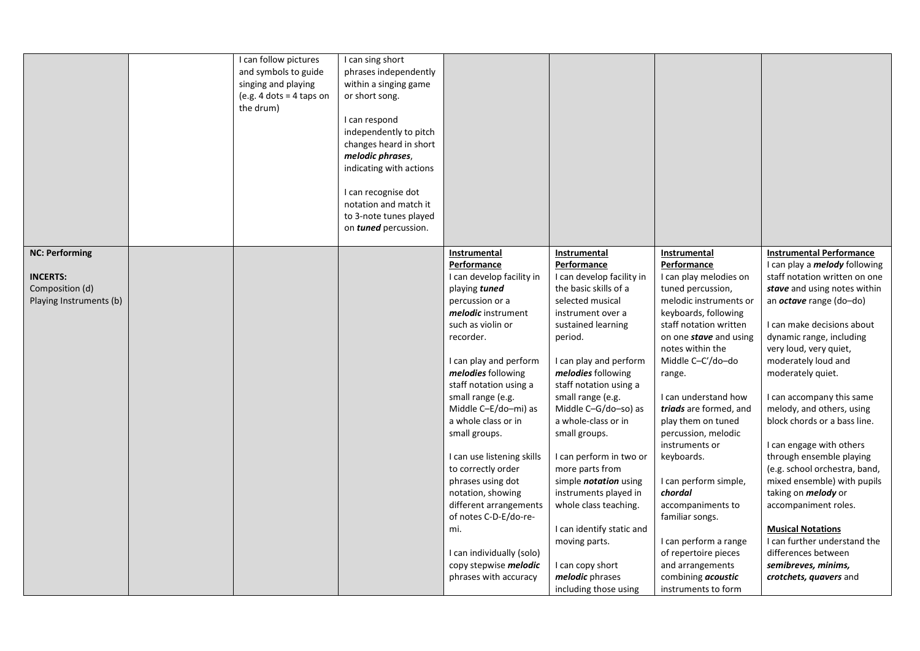| | | | | | | | |
|---|---|---|---|---|---|---|---|
| | | I can follow pictures and symbols to guide singing and playing (e.g. 4 dots = 4 taps on the drum) | I can sing short phrases independently within a singing game or short song.<br><br>I can respond independently to pitch changes heard in short ***melodic phrases***, indicating with actions<br><br>I can recognise dot notation and match it to 3-note tunes played on ***tuned*** percussion. | | | | |
| **NC: Performing**<br><br>**INCERTS:**<br>Composition (d)<br>Playing Instruments (b) | | | | **Instrumental Performance**<br>I can develop facility in playing ***tuned*** percussion or a ***melodic*** instrument such as violin or recorder.<br><br>I can play and perform ***melodies*** following staff notation using a small range (e.g. Middle C–E/do–mi) as a whole class or in small groups.<br><br>I can use listening skills to correctly order phrases using dot notation, showing different arrangements of notes C-D-E/do-re-mi.<br><br>I can individually (solo) copy stepwise ***melodic*** phrases with accuracy | **Instrumental Performance**<br>I can develop facility in the basic skills of a selected musical instrument over a sustained learning period.<br><br>I can play and perform ***melodies*** following staff notation using a small range (e.g. Middle C–G/do–so) as a whole-class or in small groups.<br><br>I can perform in two or more parts from simple ***notation*** using instruments played in whole class teaching.<br><br>I can identify static and moving parts.<br><br>I can copy short ***melodic*** phrases including those using | **Instrumental Performance**<br>I can play melodies on tuned percussion, melodic instruments or keyboards, following staff notation written on one ***stave*** and using notes within the Middle C–C′/do–do range.<br><br>I can understand how ***triads*** are formed, and play them on tuned percussion, melodic instruments or keyboards.<br><br>I can perform simple, ***chordal*** accompaniments to familiar songs.<br><br>I can perform a range of repertoire pieces and arrangements combining ***acoustic*** instruments to form | **Instrumental Performance**<br>I can play a ***melody*** following staff notation written on one ***stave*** and using notes within an ***octave*** range (do–do)<br><br>I can make decisions about dynamic range, including very loud, very quiet, moderately loud and moderately quiet.<br><br>I can accompany this same melody, and others, using block chords or a bass line.<br><br>I can engage with others through ensemble playing (e.g. school orchestra, band, mixed ensemble) with pupils taking on ***melody*** or accompaniment roles.<br><br>**Musical Notations**<br>I can further understand the differences between ***semibreves, minims, crotchets, quavers*** and |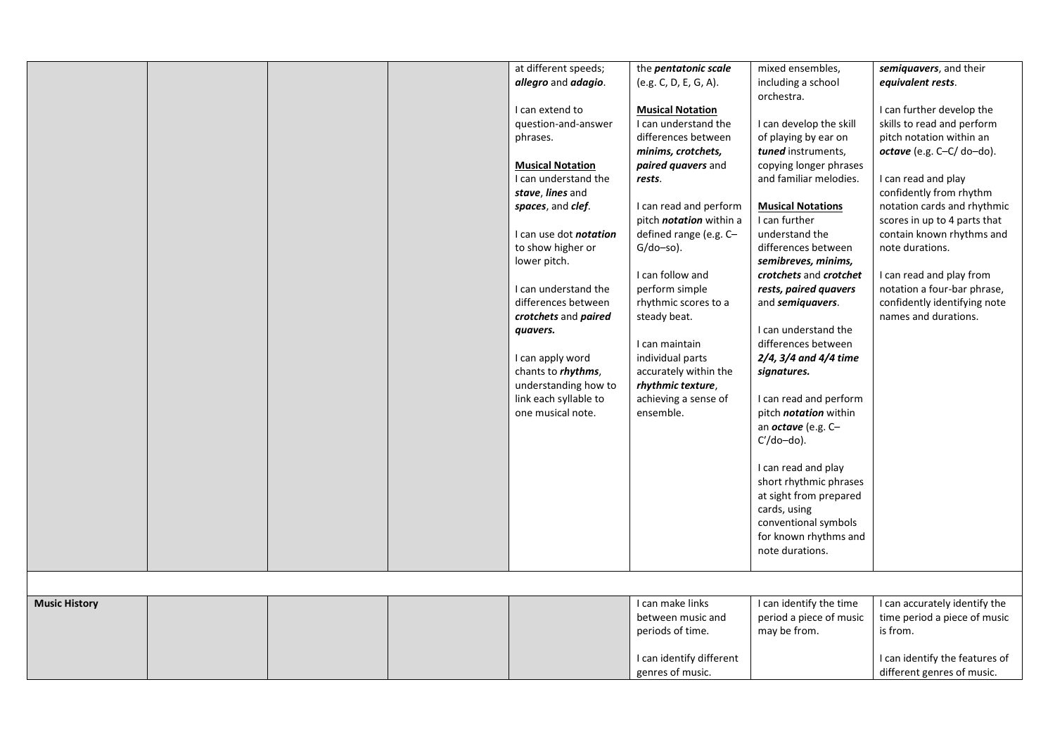| | | | | | | | |
|---|---|---|---|---|---|---|---|
| | | | | at different speeds; **allegro** and **adagio**.<br><br>I can extend to question-and-answer phrases.<br><br>**Musical Notation**<br>I can understand the ***stave***, ***lines*** and ***spaces***, and ***clef***.<br><br>I can use dot ***notation*** to show higher or lower pitch.<br><br>I can understand the differences between ***crotchets*** and ***paired quavers.***<br><br>I can apply word chants to ***rhythms***, understanding how to link each syllable to one musical note. | the ***pentatonic scale*** (e.g. C, D, E, G, A).<br><br>**Musical Notation**<br>I can understand the differences between ***minims, crotchets, paired quavers*** and ***rests***.<br><br>I can read and perform pitch ***notation*** within a defined range (e.g. C–G/do–so).<br><br>I can follow and perform simple rhythmic scores to a steady beat.<br><br>I can maintain individual parts accurately within the ***rhythmic texture***, achieving a sense of ensemble. | mixed ensembles, including a school orchestra.<br><br>I can develop the skill of playing by ear on ***tuned*** instruments, copying longer phrases and familiar melodies.<br><br>**Musical Notations**<br>I can further understand the differences between ***semibreves, minims, crotchets*** and ***crotchet rests, paired quavers*** and ***semiquavers***.<br><br>I can understand the differences between ***2/4, 3/4 and 4/4 time signatures.***<br><br>I can read and perform pitch ***notation*** within an ***octave*** (e.g. C–C′/do–do).<br><br>I can read and play short rhythmic phrases at sight from prepared cards, using conventional symbols for known rhythms and note durations. | ***semiquavers***, and their ***equivalent rests***.<br><br>I can further develop the skills to read and perform pitch notation within an ***octave*** (e.g. C–C/ do–do).<br><br>I can read and play confidently from rhythm notation cards and rhythmic scores in up to 4 parts that contain known rhythms and note durations.<br><br>I can read and play from notation a four-bar phrase, confidently identifying note names and durations. |
| | | | | | | | |
| **Music History** | | | | | I can make links between music and periods of time.<br><br>I can identify different genres of music. | I can identify the time period a piece of music may be from. | I can accurately identify the time period a piece of music is from.<br><br>I can identify the features of different genres of music. |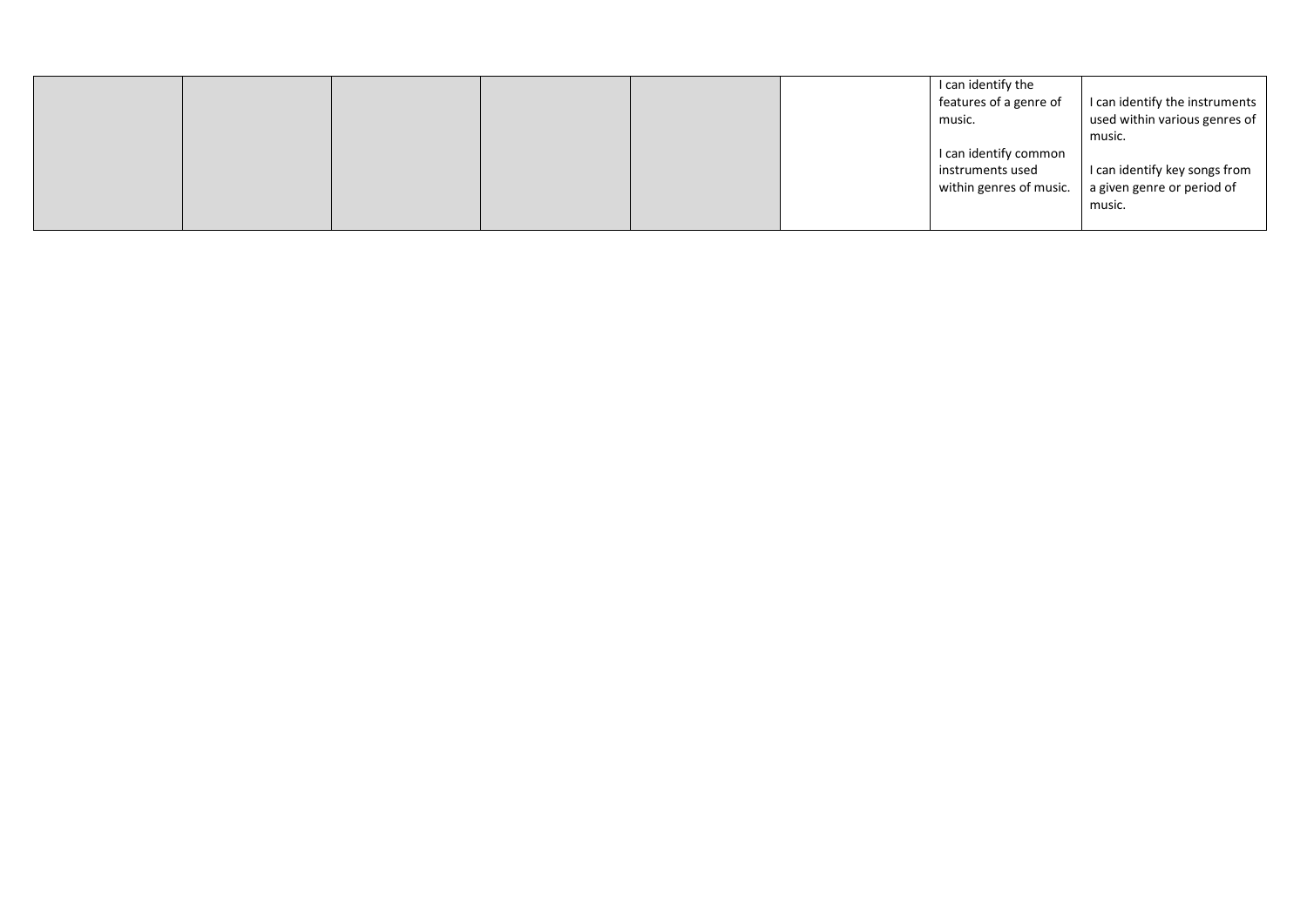| | | | | | | | |
|---|---|---|---|---|---|---|---|
| | | | | | | I can identify the features of a genre of music.<br><br>I can identify common instruments used within genres of music. | I can identify the instruments used within various genres of music.<br><br>I can identify key songs from a given genre or period of music. |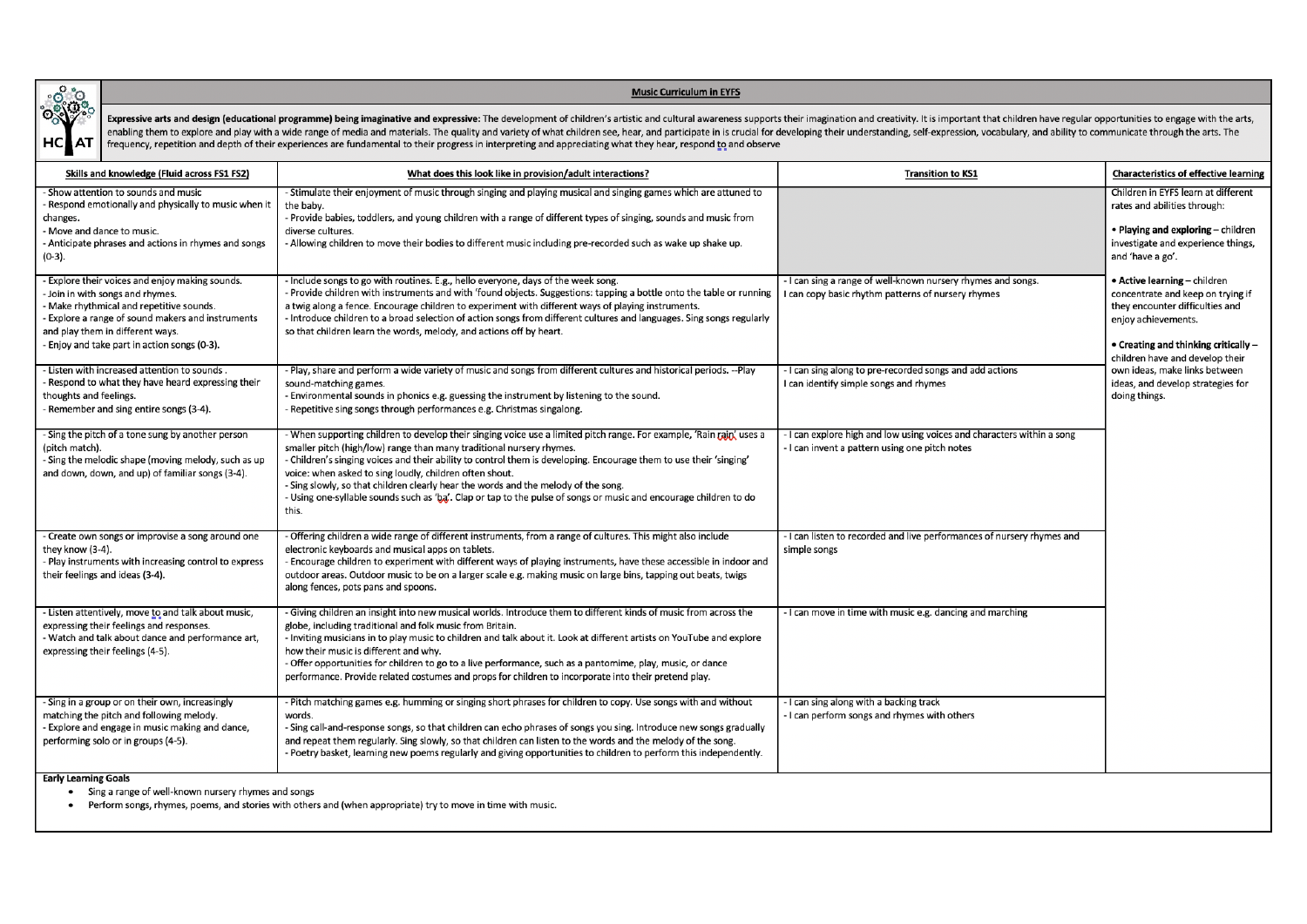## Music Curriculum in EYFS

**Expressive arts and design (educational programme) being imaginative and expressive:** The development of children's artistic and cultural awareness supports their imagination and creativity. It is important that children have regular opportunities to engage with the arts, enabling them to explore and play with a wide range of media and materials. The quality and variety of what children see, hear, and participate in is crucial for developing their understanding, self-expression, vocabulary, and ability to communicate through the arts. The frequency, repetition and depth of their experiences are fundamental to their progress in interpreting and appreciating what they hear, respond to and observe

| Skills and knowledge (Fluid across FS1 FS2) | What does this look like in provision/adult interactions? | Transition to KS1 | Characteristics of effective learning |
|---|---|---|---|
| - Show attention to sounds and music<br>- Respond emotionally and physically to music when it changes.<br>- Move and dance to music.<br>- Anticipate phrases and actions in rhymes and songs (0-3). | - Stimulate their enjoyment of music through singing and playing musical and singing games which are attuned to the baby.<br>- Provide babies, toddlers, and young children with a range of different types of singing, sounds and music from diverse cultures.<br>- Allowing children to move their bodies to different music including pre-recorded such as wake up shake up. | | Children in EYFS learn at different rates and abilities through:<br><br>• **Playing and exploring** – children investigate and experience things, and 'have a go'.<br><br>• **Active learning** – children concentrate and keep on trying if they encounter difficulties and enjoy achievements.<br><br>• **Creating and thinking critically** – children have and develop their own ideas, make links between ideas, and develop strategies for doing things. |
| - Explore their voices and enjoy making sounds.<br>- Join in with songs and rhymes.<br>- Make rhythmical and repetitive sounds.<br>- Explore a range of sound makers and instruments and play them in different ways.<br>- Enjoy and take part in action songs (0-3). | - Include songs to go with routines. E.g., hello everyone, days of the week song.<br>- Provide children with instruments and with 'found objects. Suggestions: tapping a bottle onto the table or running a twig along a fence. Encourage children to experiment with different ways of playing instruments.<br>- Introduce children to a broad selection of action songs from different cultures and languages. Sing songs regularly so that children learn the words, melody, and actions off by heart. | - I can sing a range of well-known nursery rhymes and songs.<br>I can copy basic rhythm patterns of nursery rhymes | |
| - Listen with increased attention to sounds .<br>- Respond to what they have heard expressing their thoughts and feelings.<br>- Remember and sing entire songs (3-4). | - Play, share and perform a wide variety of music and songs from different cultures and historical periods. --Play sound-matching games.<br>- Environmental sounds in phonics e.g. guessing the instrument by listening to the sound.<br>- Repetitive sing songs through performances e.g. Christmas singalong. | - I can sing along to pre-recorded songs and add actions<br>I can identify simple songs and rhymes | |
| - Sing the pitch of a tone sung by another person (pitch match).<br>- Sing the melodic shape (moving melody, such as up and down, down, and up) of familiar songs (3-4). | - When supporting children to develop their singing voice use a limited pitch range. For example, 'Rain rain' uses a smaller pitch (high/low) range than many traditional nursery rhymes.<br>- Children's singing voices and their ability to control them is developing. Encourage them to use their 'singing' voice: when asked to sing loudly, children often shout.<br>- Sing slowly, so that children clearly hear the words and the melody of the song.<br>- Using one-syllable sounds such as 'ba'. Clap or tap to the pulse of songs or music and encourage children to do this. | - I can explore high and low using voices and characters within a song<br>- I can invent a pattern using one pitch notes | |
| - Create own songs or improvise a song around one they know (3-4).<br>- Play instruments with increasing control to express their feelings and ideas (3-4). | - Offering children a wide range of different instruments, from a range of cultures. This might also include electronic keyboards and musical apps on tablets.<br>- Encourage children to experiment with different ways of playing instruments, have these accessible in indoor and outdoor areas. Outdoor music to be on a larger scale e.g. making music on large bins, tapping out beats, twigs along fences, pots pans and spoons. | - I can listen to recorded and live performances of nursery rhymes and simple songs | |
| - Listen attentively, move to and talk about music, expressing their feelings and responses.<br>- Watch and talk about dance and performance art, expressing their feelings (4-5). | - Giving children an insight into new musical worlds. Introduce them to different kinds of music from across the globe, including traditional and folk music from Britain.<br>- Inviting musicians in to play music to children and talk about it. Look at different artists on YouTube and explore how their music is different and why.<br>- Offer opportunities for children to go to a live performance, such as a pantomime, play, music, or dance performance. Provide related costumes and props for children to incorporate into their pretend play. | - I can move in time with music e.g. dancing and marching | |
| - Sing in a group or on their own, increasingly matching the pitch and following melody.<br>- Explore and engage in music making and dance, performing solo or in groups (4-5). | - Pitch matching games e.g. humming or singing short phrases for children to copy. Use songs with and without words.<br>- Sing call-and-response songs, so that children can echo phrases of songs you sing. Introduce new songs gradually and repeat them regularly. Sing slowly, so that children can listen to the words and the melody of the song.<br>- Poetry basket, learning new poems regularly and giving opportunities to children to perform this independently. | - I can sing along with a backing track<br>- I can perform songs and rhymes with others | |

**Early Learning Goals**

- Sing a range of well-known nursery rhymes and songs
- Perform songs, rhymes, poems, and stories with others and (when appropriate) try to move in time with music.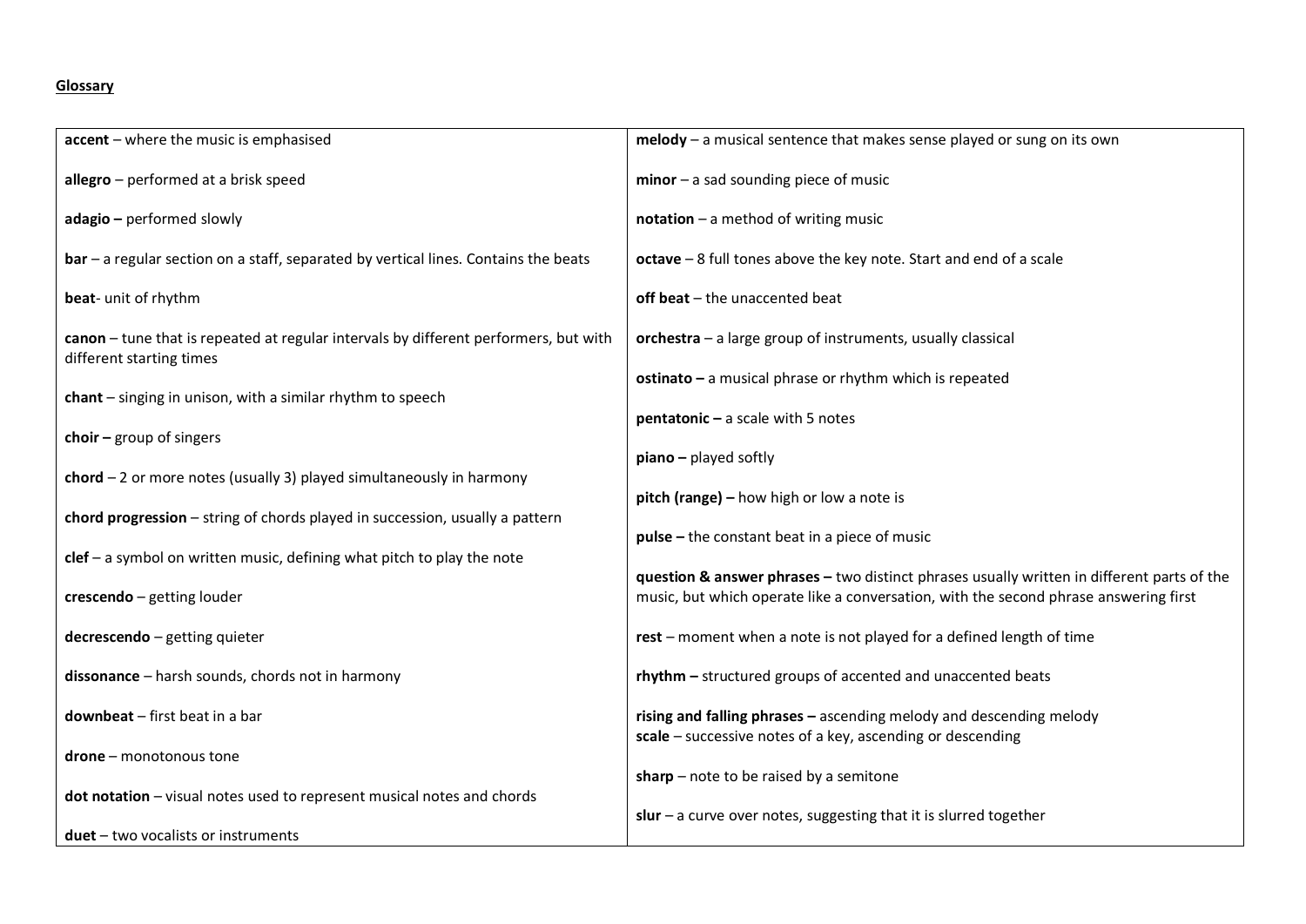**Glossary**

**accent** – where the music is emphasised

**allegro** – performed at a brisk speed

**adagio –** performed slowly

**bar** – a regular section on a staff, separated by vertical lines. Contains the beats

**beat**- unit of rhythm

**canon** – tune that is repeated at regular intervals by different performers, but with different starting times

**chant** – singing in unison, with a similar rhythm to speech

**choir –** group of singers

**chord** – 2 or more notes (usually 3) played simultaneously in harmony

**chord progression** – string of chords played in succession, usually a pattern

**clef** – a symbol on written music, defining what pitch to play the note

**crescendo** – getting louder

**decrescendo** – getting quieter

**dissonance** – harsh sounds, chords not in harmony

**downbeat** – first beat in a bar

**drone** – monotonous tone

**dot notation** – visual notes used to represent musical notes and chords

**duet** – two vocalists or instruments

**melody** – a musical sentence that makes sense played or sung on its own

**minor** – a sad sounding piece of music

**notation** – a method of writing music

**octave** – 8 full tones above the key note. Start and end of a scale

**off beat** – the unaccented beat

**orchestra** – a large group of instruments, usually classical

**ostinato –** a musical phrase or rhythm which is repeated

**pentatonic –** a scale with 5 notes

**piano –** played softly

**pitch (range) –** how high or low a note is

**pulse –** the constant beat in a piece of music

**question & answer phrases –** two distinct phrases usually written in different parts of the music, but which operate like a conversation, with the second phrase answering first

**rest** – moment when a note is not played for a defined length of time

**rhythm –** structured groups of accented and unaccented beats

**rising and falling phrases –** ascending melody and descending melody

**scale** – successive notes of a key, ascending or descending

**sharp** – note to be raised by a semitone

**slur** – a curve over notes, suggesting that it is slurred together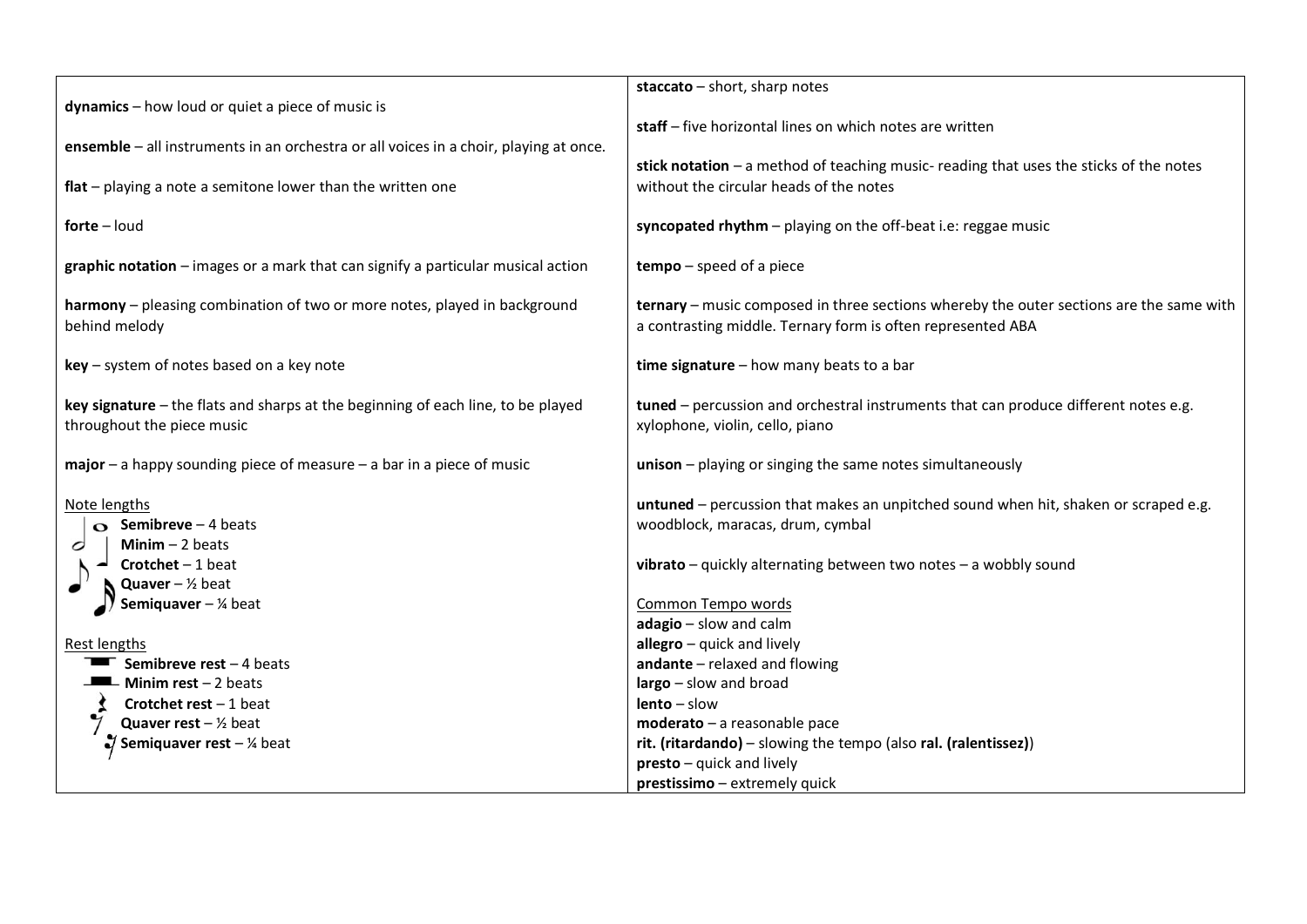**dynamics** – how loud or quiet a piece of music is

**ensemble** – all instruments in an orchestra or all voices in a choir, playing at once.

**flat** – playing a note a semitone lower than the written one

**forte** – loud

**graphic notation** – images or a mark that can signify a particular musical action

**harmony** – pleasing combination of two or more notes, played in background behind melody

**key** – system of notes based on a key note

**key signature** – the flats and sharps at the beginning of each line, to be played throughout the piece music

**major** – a happy sounding piece of measure – a bar in a piece of music

Note lengths

- **Semibreve** – 4 beats
- **Minim** – 2 beats
- **Crotchet** – 1 beat
- **Quaver** – ½ beat
- **Semiquaver** – ¼ beat

Rest lengths

- **Semibreve rest** – 4 beats
- **Minim rest** – 2 beats
- **Crotchet rest** – 1 beat
- **Quaver rest** – ½ beat
- **Semiquaver rest** – ¼ beat

**staccato** – short, sharp notes

**staff** – five horizontal lines on which notes are written

**stick notation** – a method of teaching music- reading that uses the sticks of the notes without the circular heads of the notes

**syncopated rhythm** – playing on the off-beat i.e: reggae music

**tempo** – speed of a piece

**ternary** – music composed in three sections whereby the outer sections are the same with a contrasting middle. Ternary form is often represented ABA

**time signature** – how many beats to a bar

**tuned** – percussion and orchestral instruments that can produce different notes e.g. xylophone, violin, cello, piano

**unison** – playing or singing the same notes simultaneously

**untuned** – percussion that makes an unpitched sound when hit, shaken or scraped e.g. woodblock, maracas, drum, cymbal

**vibrato** – quickly alternating between two notes – a wobbly sound

Common Tempo words

**adagio** – slow and calm
**allegro** – quick and lively
**andante** – relaxed and flowing
**largo** – slow and broad
**lento** – slow
**moderato** – a reasonable pace
**rit. (ritardando)** – slowing the tempo (also **ral. (ralentissez)**)
**presto** – quick and lively
**prestissimo** – extremely quick